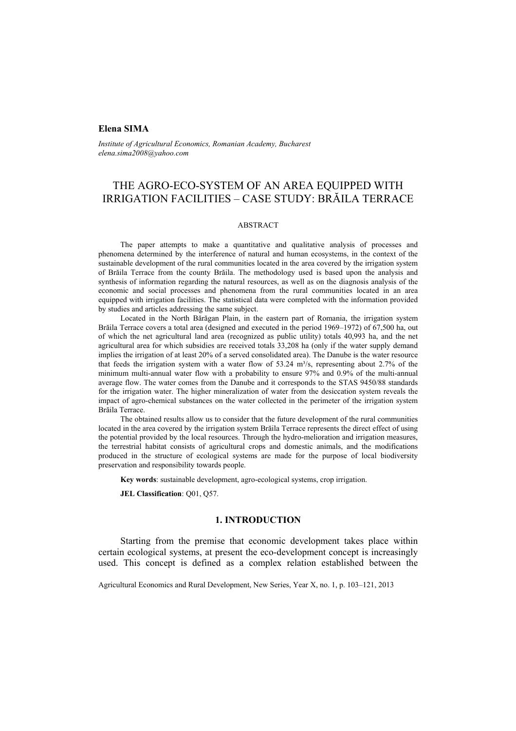**Elena SIMA**

*Institute of Agricultural Economics, Romanian Academy, Bucharest*
*elena.sima2008@yahoo.com*

# THE AGRO-ECO-SYSTEM OF AN AREA EQUIPPED WITH IRRIGATION FACILITIES – CASE STUDY: BRĂILA TERRACE

## ABSTRACT

The paper attempts to make a quantitative and qualitative analysis of processes and phenomena determined by the interference of natural and human ecosystems, in the context of the sustainable development of the rural communities located in the area covered by the irrigation system of Brăila Terrace from the county Brăila. The methodology used is based upon the analysis and synthesis of information regarding the natural resources, as well as on the diagnosis analysis of the economic and social processes and phenomena from the rural communities located in an area equipped with irrigation facilities. The statistical data were completed with the information provided by studies and articles addressing the same subject.

Located in the North Bărăgan Plain, in the eastern part of Romania, the irrigation system Brăila Terrace covers a total area (designed and executed in the period 1969–1972) of 67,500 ha, out of which the net agricultural land area (recognized as public utility) totals 40,993 ha, and the net agricultural area for which subsidies are received totals 33,208 ha (only if the water supply demand implies the irrigation of at least 20% of a served consolidated area). The Danube is the water resource that feeds the irrigation system with a water flow of 53.24 m³/s, representing about 2.7% of the minimum multi-annual water flow with a probability to ensure 97% and 0.9% of the multi-annual average flow. The water comes from the Danube and it corresponds to the STAS 9450/88 standards for the irrigation water. The higher mineralization of water from the desiccation system reveals the impact of agro-chemical substances on the water collected in the perimeter of the irrigation system Brăila Terrace.

The obtained results allow us to consider that the future development of the rural communities located in the area covered by the irrigation system Brăila Terrace represents the direct effect of using the potential provided by the local resources. Through the hydro-melioration and irrigation measures, the terrestrial habitat consists of agricultural crops and domestic animals, and the modifications produced in the structure of ecological systems are made for the purpose of local biodiversity preservation and responsibility towards people.

**Key words**: sustainable development, agro-ecological systems, crop irrigation.

**JEL Classification**: Q01, Q57.

## 1. INTRODUCTION

Starting from the premise that economic development takes place within certain ecological systems, at present the eco-development concept is increasingly used. This concept is defined as a complex relation established between the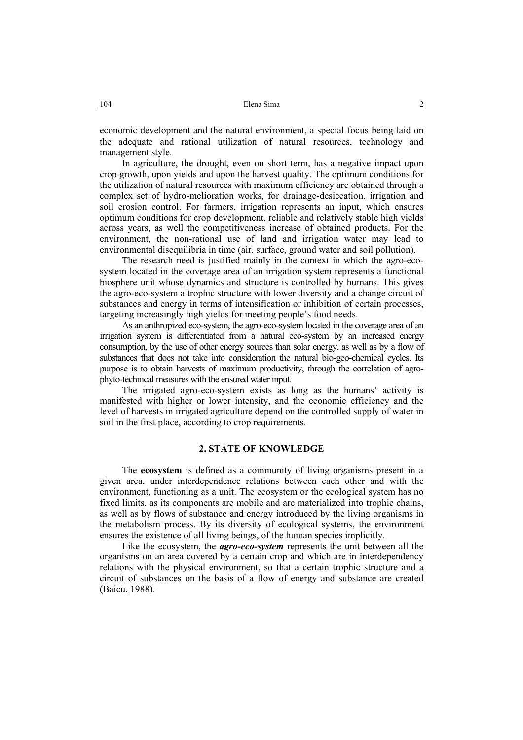economic development and the natural environment, a special focus being laid on the adequate and rational utilization of natural resources, technology and management style.

In agriculture, the drought, even on short term, has a negative impact upon crop growth, upon yields and upon the harvest quality. The optimum conditions for the utilization of natural resources with maximum efficiency are obtained through a complex set of hydro-melioration works, for drainage-desiccation, irrigation and soil erosion control. For farmers, irrigation represents an input, which ensures optimum conditions for crop development, reliable and relatively stable high yields across years, as well the competitiveness increase of obtained products. For the environment, the non-rational use of land and irrigation water may lead to environmental disequilibria in time (air, surface, ground water and soil pollution).

The research need is justified mainly in the context in which the agro-eco-system located in the coverage area of an irrigation system represents a functional biosphere unit whose dynamics and structure is controlled by humans. This gives the agro-eco-system a trophic structure with lower diversity and a change circuit of substances and energy in terms of intensification or inhibition of certain processes, targeting increasingly high yields for meeting people's food needs.

As an anthropized eco-system, the agro-eco-system located in the coverage area of an irrigation system is differentiated from a natural eco-system by an increased energy consumption, by the use of other energy sources than solar energy, as well as by a flow of substances that does not take into consideration the natural bio-geo-chemical cycles. Its purpose is to obtain harvests of maximum productivity, through the correlation of agro-phyto-technical measures with the ensured water input.

The irrigated agro-eco-system exists as long as the humans' activity is manifested with higher or lower intensity, and the economic efficiency and the level of harvests in irrigated agriculture depend on the controlled supply of water in soil in the first place, according to crop requirements.

## 2. STATE OF KNOWLEDGE

The **ecosystem** is defined as a community of living organisms present in a given area, under interdependence relations between each other and with the environment, functioning as a unit. The ecosystem or the ecological system has no fixed limits, as its components are mobile and are materialized into trophic chains, as well as by flows of substance and energy introduced by the living organisms in the metabolism process. By its diversity of ecological systems, the environment ensures the existence of all living beings, of the human species implicitly.

Like the ecosystem, the ***agro-eco-system*** represents the unit between all the organisms on an area covered by a certain crop and which are in interdependency relations with the physical environment, so that a certain trophic structure and a circuit of substances on the basis of a flow of energy and substance are created (Baicu, 1988).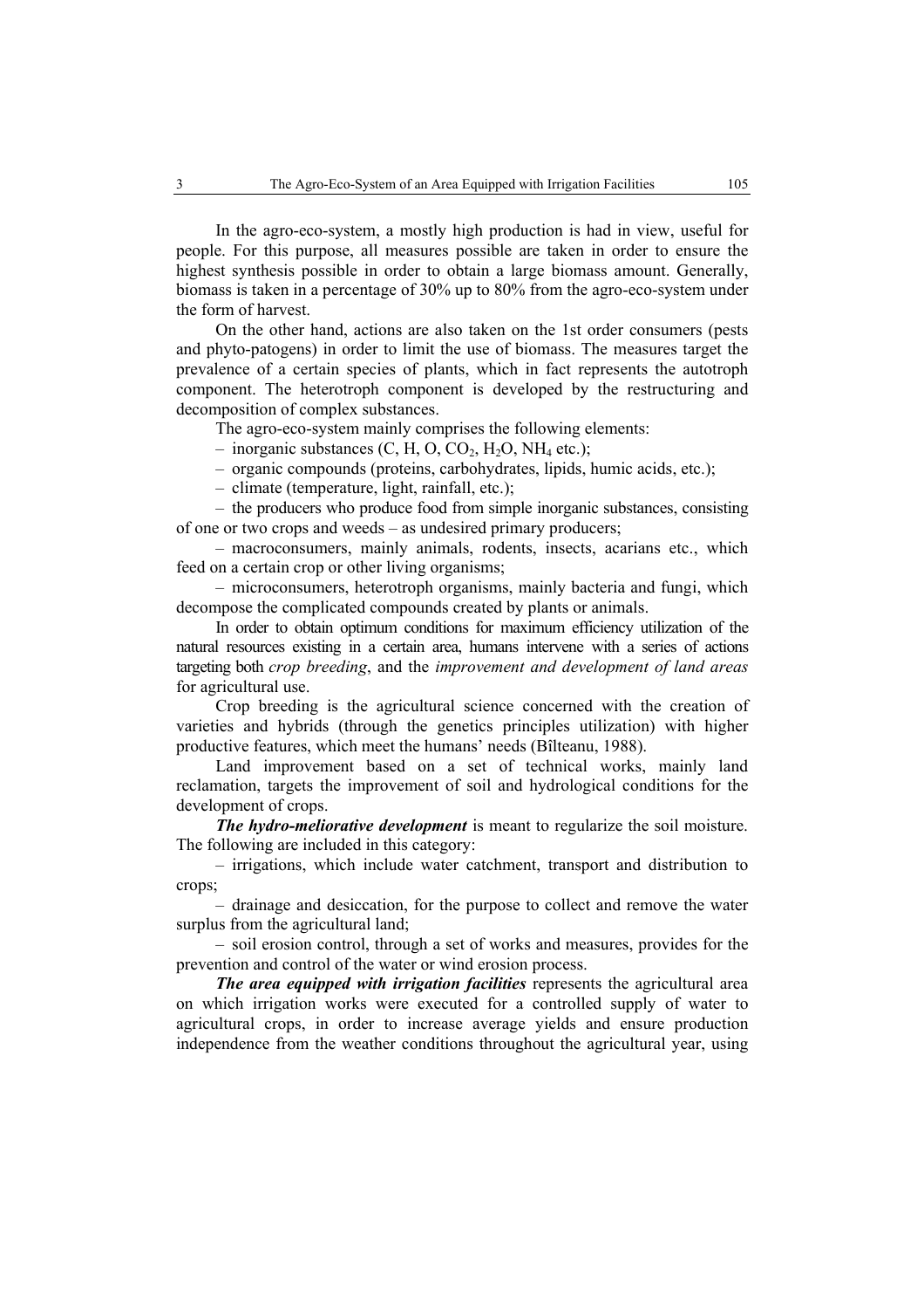In the agro-eco-system, a mostly high production is had in view, useful for people. For this purpose, all measures possible are taken in order to ensure the highest synthesis possible in order to obtain a large biomass amount. Generally, biomass is taken in a percentage of 30% up to 80% from the agro-eco-system under the form of harvest.

On the other hand, actions are also taken on the 1st order consumers (pests and phyto-patogens) in order to limit the use of biomass. The measures target the prevalence of a certain species of plants, which in fact represents the autotroph component. The heterotroph component is developed by the restructuring and decomposition of complex substances.

The agro-eco-system mainly comprises the following elements:

– inorganic substances (C, H, O, $CO_2$, $H_2O$, $NH_4$ etc.);

– organic compounds (proteins, carbohydrates, lipids, humic acids, etc.);

– climate (temperature, light, rainfall, etc.);

– the producers who produce food from simple inorganic substances, consisting of one or two crops and weeds – as undesired primary producers;

– macroconsumers, mainly animals, rodents, insects, acarians etc., which feed on a certain crop or other living organisms;

– microconsumers, heterotroph organisms, mainly bacteria and fungi, which decompose the complicated compounds created by plants or animals.

In order to obtain optimum conditions for maximum efficiency utilization of the natural resources existing in a certain area, humans intervene with a series of actions targeting both *crop breeding*, and the *improvement and development of land areas* for agricultural use.

Crop breeding is the agricultural science concerned with the creation of varieties and hybrids (through the genetics principles utilization) with higher productive features, which meet the humans' needs (Bîlteanu, 1988).

Land improvement based on a set of technical works, mainly land reclamation, targets the improvement of soil and hydrological conditions for the development of crops.

***The hydro-meliorative development*** is meant to regularize the soil moisture. The following are included in this category:

– irrigations, which include water catchment, transport and distribution to crops;

– drainage and desiccation, for the purpose to collect and remove the water surplus from the agricultural land;

– soil erosion control, through a set of works and measures, provides for the prevention and control of the water or wind erosion process.

***The area equipped with irrigation facilities*** represents the agricultural area on which irrigation works were executed for a controlled supply of water to agricultural crops, in order to increase average yields and ensure production independence from the weather conditions throughout the agricultural year, using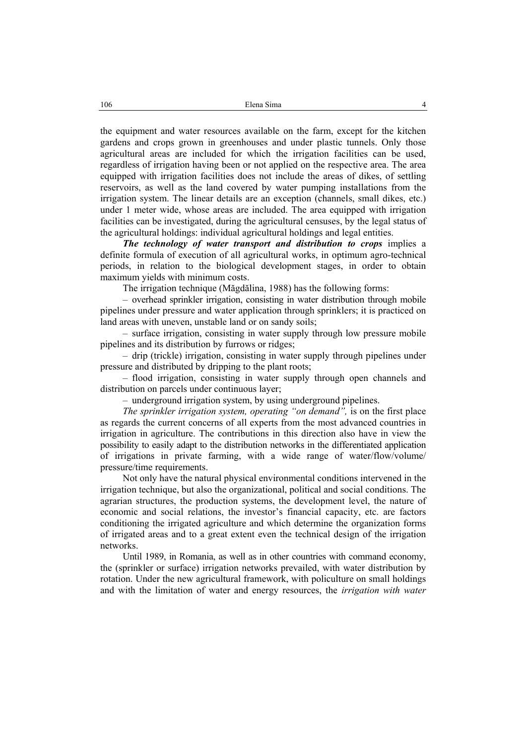the equipment and water resources available on the farm, except for the kitchen gardens and crops grown in greenhouses and under plastic tunnels. Only those agricultural areas are included for which the irrigation facilities can be used, regardless of irrigation having been or not applied on the respective area. The area equipped with irrigation facilities does not include the areas of dikes, of settling reservoirs, as well as the land covered by water pumping installations from the irrigation system. The linear details are an exception (channels, small dikes, etc.) under 1 meter wide, whose areas are included. The area equipped with irrigation facilities can be investigated, during the agricultural censuses, by the legal status of the agricultural holdings: individual agricultural holdings and legal entities.

***The technology of water transport and distribution to crops*** implies a definite formula of execution of all agricultural works, in optimum agro-technical periods, in relation to the biological development stages, in order to obtain maximum yields with minimum costs.

The irrigation technique (Măgdălina, 1988) has the following forms:

– overhead sprinkler irrigation, consisting in water distribution through mobile pipelines under pressure and water application through sprinklers; it is practiced on land areas with uneven, unstable land or on sandy soils;

– surface irrigation, consisting in water supply through low pressure mobile pipelines and its distribution by furrows or ridges;

– drip (trickle) irrigation, consisting in water supply through pipelines under pressure and distributed by dripping to the plant roots;

– flood irrigation, consisting in water supply through open channels and distribution on parcels under continuous layer;

– underground irrigation system, by using underground pipelines.

*The sprinkler irrigation system, operating "on demand",* is on the first place as regards the current concerns of all experts from the most advanced countries in irrigation in agriculture. The contributions in this direction also have in view the possibility to easily adapt to the distribution networks in the differentiated application of irrigations in private farming, with a wide range of water/flow/volume/pressure/time requirements.

Not only have the natural physical environmental conditions intervened in the irrigation technique, but also the organizational, political and social conditions. The agrarian structures, the production systems, the development level, the nature of economic and social relations, the investor's financial capacity, etc. are factors conditioning the irrigated agriculture and which determine the organization forms of irrigated areas and to a great extent even the technical design of the irrigation networks.

Until 1989, in Romania, as well as in other countries with command economy, the (sprinkler or surface) irrigation networks prevailed, with water distribution by rotation. Under the new agricultural framework, with policulture on small holdings and with the limitation of water and energy resources, the *irrigation with water*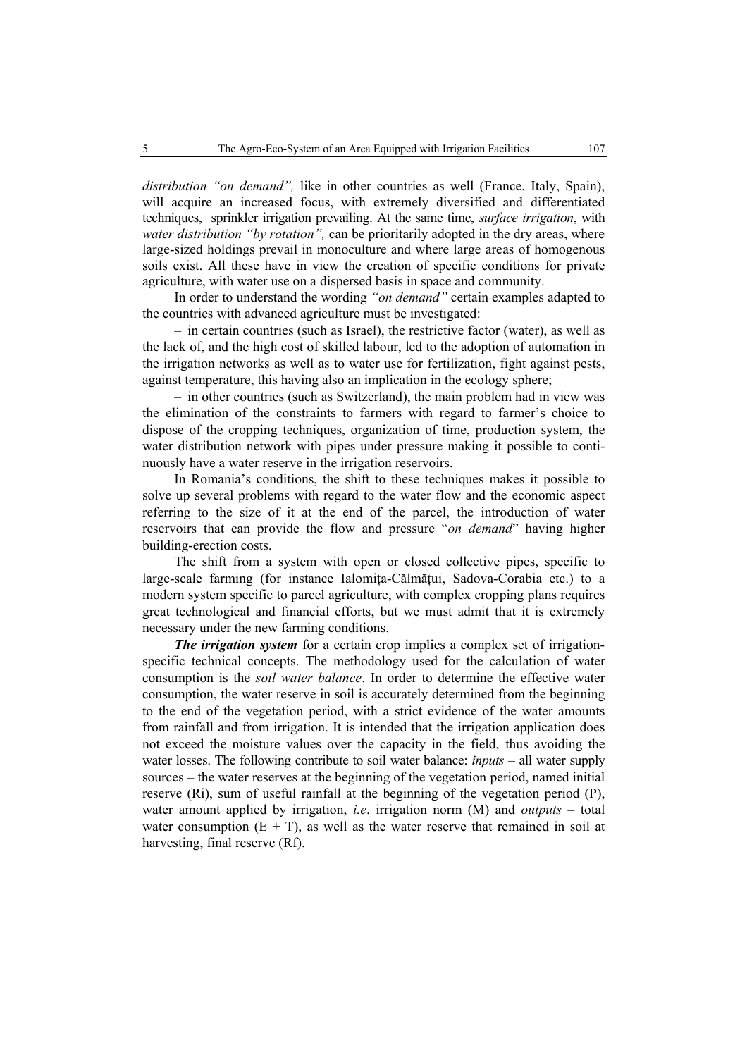*distribution "on demand",* like in other countries as well (France, Italy, Spain), will acquire an increased focus, with extremely diversified and differentiated techniques, sprinkler irrigation prevailing. At the same time, *surface irrigation*, with *water distribution "by rotation",* can be prioritarily adopted in the dry areas, where large-sized holdings prevail in monoculture and where large areas of homogenous soils exist. All these have in view the creation of specific conditions for private agriculture, with water use on a dispersed basis in space and community.

In order to understand the wording *"on demand"* certain examples adapted to the countries with advanced agriculture must be investigated:

– in certain countries (such as Israel), the restrictive factor (water), as well as the lack of, and the high cost of skilled labour, led to the adoption of automation in the irrigation networks as well as to water use for fertilization, fight against pests, against temperature, this having also an implication in the ecology sphere;

– in other countries (such as Switzerland), the main problem had in view was the elimination of the constraints to farmers with regard to farmer's choice to dispose of the cropping techniques, organization of time, production system, the water distribution network with pipes under pressure making it possible to continuously have a water reserve in the irrigation reservoirs.

In Romania's conditions, the shift to these techniques makes it possible to solve up several problems with regard to the water flow and the economic aspect referring to the size of it at the end of the parcel, the introduction of water reservoirs that can provide the flow and pressure "*on demand*" having higher building-erection costs.

The shift from a system with open or closed collective pipes, specific to large-scale farming (for instance Ialomița-Călmățui, Sadova-Corabia etc.) to a modern system specific to parcel agriculture, with complex cropping plans requires great technological and financial efforts, but we must admit that it is extremely necessary under the new farming conditions.

***The irrigation system*** for a certain crop implies a complex set of irrigation-specific technical concepts. The methodology used for the calculation of water consumption is the *soil water balance*. In order to determine the effective water consumption, the water reserve in soil is accurately determined from the beginning to the end of the vegetation period, with a strict evidence of the water amounts from rainfall and from irrigation. It is intended that the irrigation application does not exceed the moisture values over the capacity in the field, thus avoiding the water losses. The following contribute to soil water balance: *inputs* – all water supply sources – the water reserves at the beginning of the vegetation period, named initial reserve (Ri), sum of useful rainfall at the beginning of the vegetation period (P), water amount applied by irrigation, *i.e*. irrigation norm (M) and *outputs* – total water consumption ($E + T$), as well as the water reserve that remained in soil at harvesting, final reserve (Rf).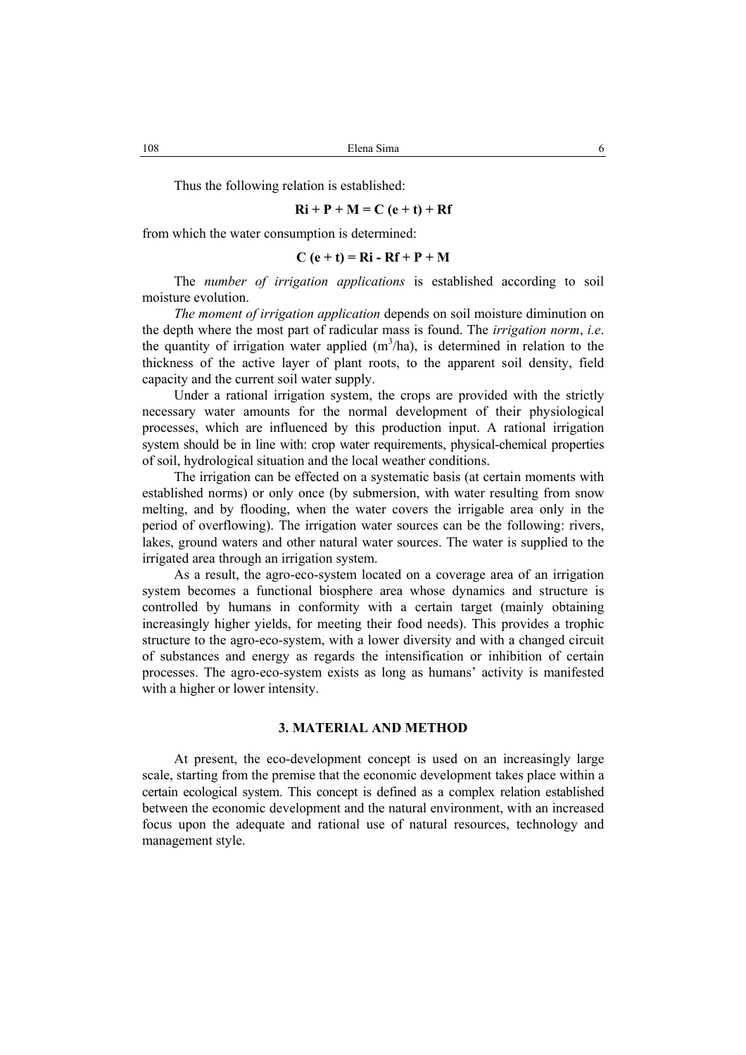Thus the following relation is established:

$$\mathbf{Ri + P + M = C\ (e + t) + Rf}$$

from which the water consumption is determined:

$$\mathbf{C\ (e + t) = Ri - Rf + P + M}$$

The *number of irrigation applications* is established according to soil moisture evolution.

*The moment of irrigation application* depends on soil moisture diminution on the depth where the most part of radicular mass is found. The *irrigation norm*, *i.e*. the quantity of irrigation water applied ($m^3$/ha), is determined in relation to the thickness of the active layer of plant roots, to the apparent soil density, field capacity and the current soil water supply.

Under a rational irrigation system, the crops are provided with the strictly necessary water amounts for the normal development of their physiological processes, which are influenced by this production input. A rational irrigation system should be in line with: crop water requirements, physical-chemical properties of soil, hydrological situation and the local weather conditions.

The irrigation can be effected on a systematic basis (at certain moments with established norms) or only once (by submersion, with water resulting from snow melting, and by flooding, when the water covers the irrigable area only in the period of overflowing). The irrigation water sources can be the following: rivers, lakes, ground waters and other natural water sources. The water is supplied to the irrigated area through an irrigation system.

As a result, the agro-eco-system located on a coverage area of an irrigation system becomes a functional biosphere area whose dynamics and structure is controlled by humans in conformity with a certain target (mainly obtaining increasingly higher yields, for meeting their food needs). This provides a trophic structure to the agro-eco-system, with a lower diversity and with a changed circuit of substances and energy as regards the intensification or inhibition of certain processes. The agro-eco-system exists as long as humans' activity is manifested with a higher or lower intensity.

## 3. MATERIAL AND METHOD

At present, the eco-development concept is used on an increasingly large scale, starting from the premise that the economic development takes place within a certain ecological system. This concept is defined as a complex relation established between the economic development and the natural environment, with an increased focus upon the adequate and rational use of natural resources, technology and management style.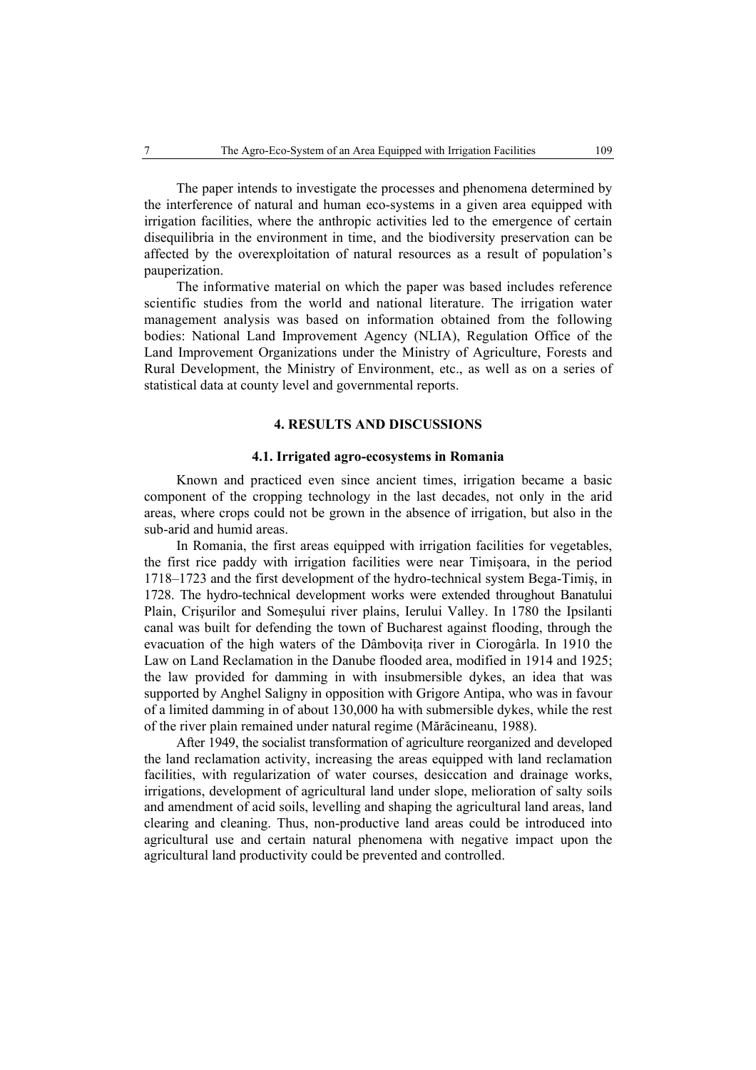The paper intends to investigate the processes and phenomena determined by the interference of natural and human eco-systems in a given area equipped with irrigation facilities, where the anthropic activities led to the emergence of certain disequilibria in the environment in time, and the biodiversity preservation can be affected by the overexploitation of natural resources as a result of population's pauperization.

The informative material on which the paper was based includes reference scientific studies from the world and national literature. The irrigation water management analysis was based on information obtained from the following bodies: National Land Improvement Agency (NLIA), Regulation Office of the Land Improvement Organizations under the Ministry of Agriculture, Forests and Rural Development, the Ministry of Environment, etc., as well as on a series of statistical data at county level and governmental reports.

## 4. RESULTS AND DISCUSSIONS

### 4.1. Irrigated agro-ecosystems in Romania

Known and practiced even since ancient times, irrigation became a basic component of the cropping technology in the last decades, not only in the arid areas, where crops could not be grown in the absence of irrigation, but also in the sub-arid and humid areas.

In Romania, the first areas equipped with irrigation facilities for vegetables, the first rice paddy with irrigation facilities were near Timişoara, in the period 1718–1723 and the first development of the hydro-technical system Bega-Timiş, in 1728. The hydro-technical development works were extended throughout Banatului Plain, Crişurilor and Someşului river plains, Ierului Valley. In 1780 the Ipsilanti canal was built for defending the town of Bucharest against flooding, through the evacuation of the high waters of the Dâmboviţa river in Ciorogârla. In 1910 the Law on Land Reclamation in the Danube flooded area, modified in 1914 and 1925; the law provided for damming in with insubmersible dykes, an idea that was supported by Anghel Saligny in opposition with Grigore Antipa, who was in favour of a limited damming in of about 130,000 ha with submersible dykes, while the rest of the river plain remained under natural regime (Mărăcineanu, 1988).

After 1949, the socialist transformation of agriculture reorganized and developed the land reclamation activity, increasing the areas equipped with land reclamation facilities, with regularization of water courses, desiccation and drainage works, irrigations, development of agricultural land under slope, melioration of salty soils and amendment of acid soils, levelling and shaping the agricultural land areas, land clearing and cleaning. Thus, non-productive land areas could be introduced into agricultural use and certain natural phenomena with negative impact upon the agricultural land productivity could be prevented and controlled.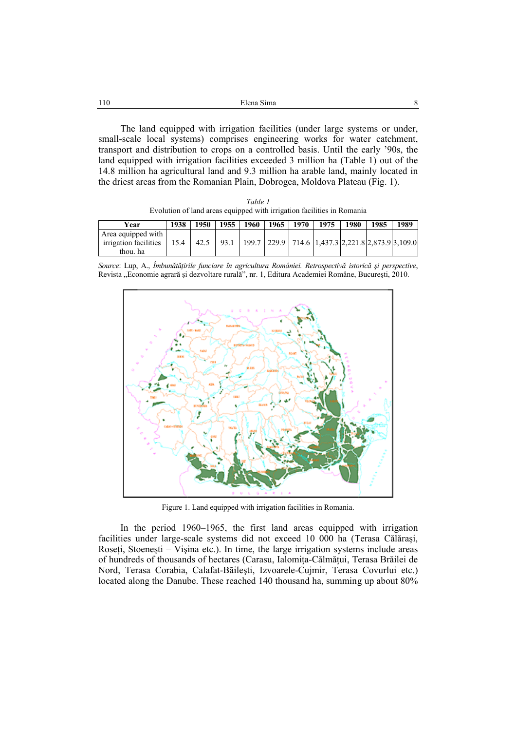The land equipped with irrigation facilities (under large systems or under, small-scale local systems) comprises engineering works for water catchment, transport and distribution to crops on a controlled basis. Until the early '90s, the land equipped with irrigation facilities exceeded 3 million ha (Table 1) out of the 14.8 million ha agricultural land and 9.3 million ha arable land, mainly located in the driest areas from the Romanian Plain, Dobrogea, Moldova Plateau (Fig. 1).

*Table 1*

Evolution of land areas equipped with irrigation facilities in Romania

| Year | 1938 | 1950 | 1955 | 1960 | 1965 | 1970 | 1975 | 1980 | 1985 | 1989 |
|---|---|---|---|---|---|---|---|---|---|---|
| Area equipped with irrigation facilities thou. ha | 15.4 | 42.5 | 93.1 | 199.7 | 229.9 | 714.6 | 1,437.3 | 2,221.8 | 2,873.9 | 3,109.0 |

*Source*: Lup, A., *Îmbunătățirile funciare în agricultura României. Retrospectivă istorică și perspective*, Revista „Economie agrară și dezvoltare rurală", nr. 1, Editura Academiei Române, București, 2010.

Figure 1. Land equipped with irrigation facilities in Romania.

In the period 1960–1965, the first land areas equipped with irrigation facilities under large-scale systems did not exceed 10 000 ha (Terasa Călărași, Roseți, Stoenești – Vișina etc.). In time, the large irrigation systems include areas of hundreds of thousands of hectares (Carasu, Ialomița-Călmățui, Terasa Brăilei de Nord, Terasa Corabia, Calafat-Băilești, Izvoarele-Cujmir, Terasa Covurlui etc.) located along the Danube. These reached 140 thousand ha, summing up about 80%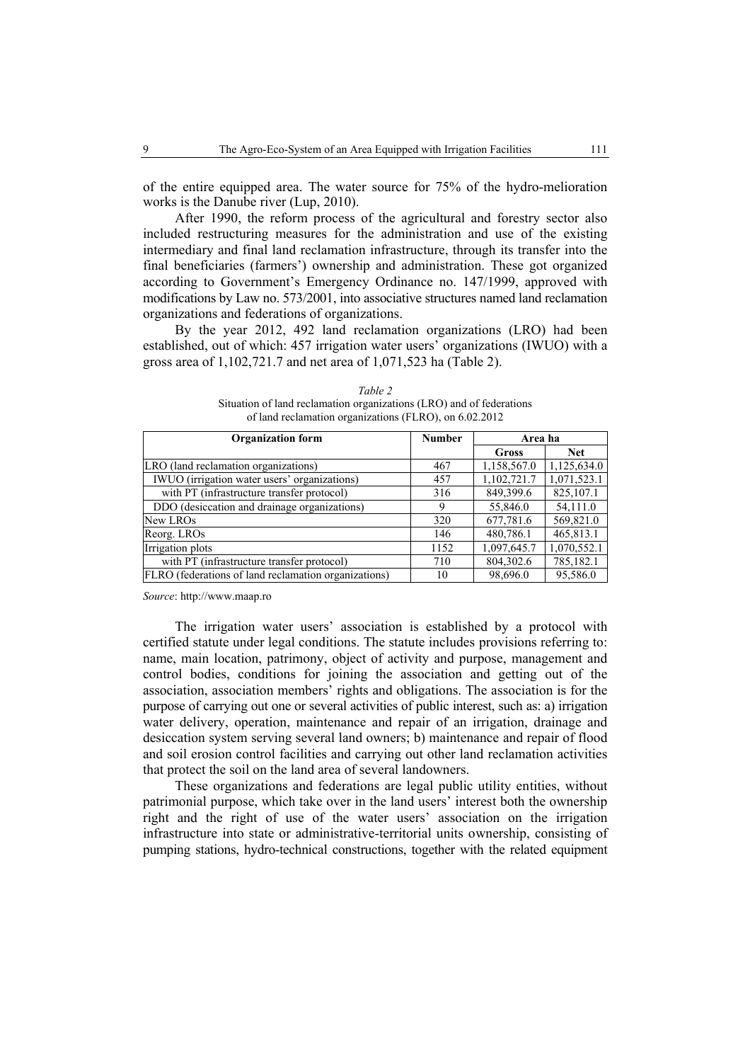of the entire equipped area. The water source for 75% of the hydro-melioration works is the Danube river (Lup, 2010).

After 1990, the reform process of the agricultural and forestry sector also included restructuring measures for the administration and use of the existing intermediary and final land reclamation infrastructure, through its transfer into the final beneficiaries (farmers') ownership and administration. These got organized according to Government's Emergency Ordinance no. 147/1999, approved with modifications by Law no. 573/2001, into associative structures named land reclamation organizations and federations of organizations.

By the year 2012, 492 land reclamation organizations (LRO) had been established, out of which: 457 irrigation water users' organizations (IWUO) with a gross area of 1,102,721.7 and net area of 1,071,523 ha (Table 2).

*Table 2*
Situation of land reclamation organizations (LRO) and of federations of land reclamation organizations (FLRO), on 6.02.2012

| Organization form | Number | Area ha | |
|---|---|---|---|
| | | **Gross** | **Net** |
| LRO (land reclamation organizations) | 467 | 1,158,567.0 | 1,125,634.0 |
| IWUO (irrigation water users' organizations) | 457 | 1,102,721.7 | 1,071,523.1 |
| with PT (infrastructure transfer protocol) | 316 | 849,399.6 | 825,107.1 |
| DDO (desiccation and drainage organizations) | 9 | 55,846.0 | 54,111.0 |
| New LROs | 320 | 677,781.6 | 569,821.0 |
| Reorg. LROs | 146 | 480,786.1 | 465,813.1 |
| Irrigation plots | 1152 | 1,097,645.7 | 1,070,552.1 |
| with PT (infrastructure transfer protocol) | 710 | 804,302.6 | 785,182.1 |
| FLRO (federations of land reclamation organizations) | 10 | 98,696.0 | 95,586.0 |

*Source*: http://www.maap.ro

The irrigation water users' association is established by a protocol with certified statute under legal conditions. The statute includes provisions referring to: name, main location, patrimony, object of activity and purpose, management and control bodies, conditions for joining the association and getting out of the association, association members' rights and obligations. The association is for the purpose of carrying out one or several activities of public interest, such as: a) irrigation water delivery, operation, maintenance and repair of an irrigation, drainage and desiccation system serving several land owners; b) maintenance and repair of flood and soil erosion control facilities and carrying out other land reclamation activities that protect the soil on the land area of several landowners.

These organizations and federations are legal public utility entities, without patrimonial purpose, which take over in the land users' interest both the ownership right and the right of use of the water users' association on the irrigation infrastructure into state or administrative-territorial units ownership, consisting of pumping stations, hydro-technical constructions, together with the related equipment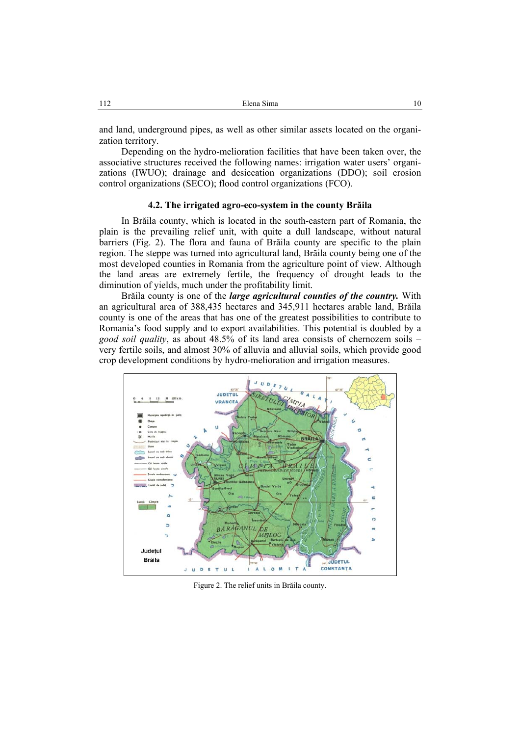and land, underground pipes, as well as other similar assets located on the organization territory.

Depending on the hydro-melioration facilities that have been taken over, the associative structures received the following names: irrigation water users' organizations (IWUO); drainage and desiccation organizations (DDO); soil erosion control organizations (SECO); flood control organizations (FCO).

### 4.2. The irrigated agro-eco-system in the county Brăila

In Brăila county, which is located in the south-eastern part of Romania, the plain is the prevailing relief unit, with quite a dull landscape, without natural barriers (Fig. 2). The flora and fauna of Brăila county are specific to the plain region. The steppe was turned into agricultural land, Brăila county being one of the most developed counties in Romania from the agriculture point of view. Although the land areas are extremely fertile, the frequency of drought leads to the diminution of yields, much under the profitability limit.

Brăila county is one of the ***large agricultural counties of the country.*** With an agricultural area of 388,435 hectares and 345,911 hectares arable land, Brăila county is one of the areas that has one of the greatest possibilities to contribute to Romania's food supply and to export availabilities. This potential is doubled by a *good soil quality*, as about 48.5% of its land area consists of chernozem soils – very fertile soils, and almost 30% of alluvia and alluvial soils, which provide good crop development conditions by hydro-melioration and irrigation measures.

Figure 2. The relief units in Brăila county.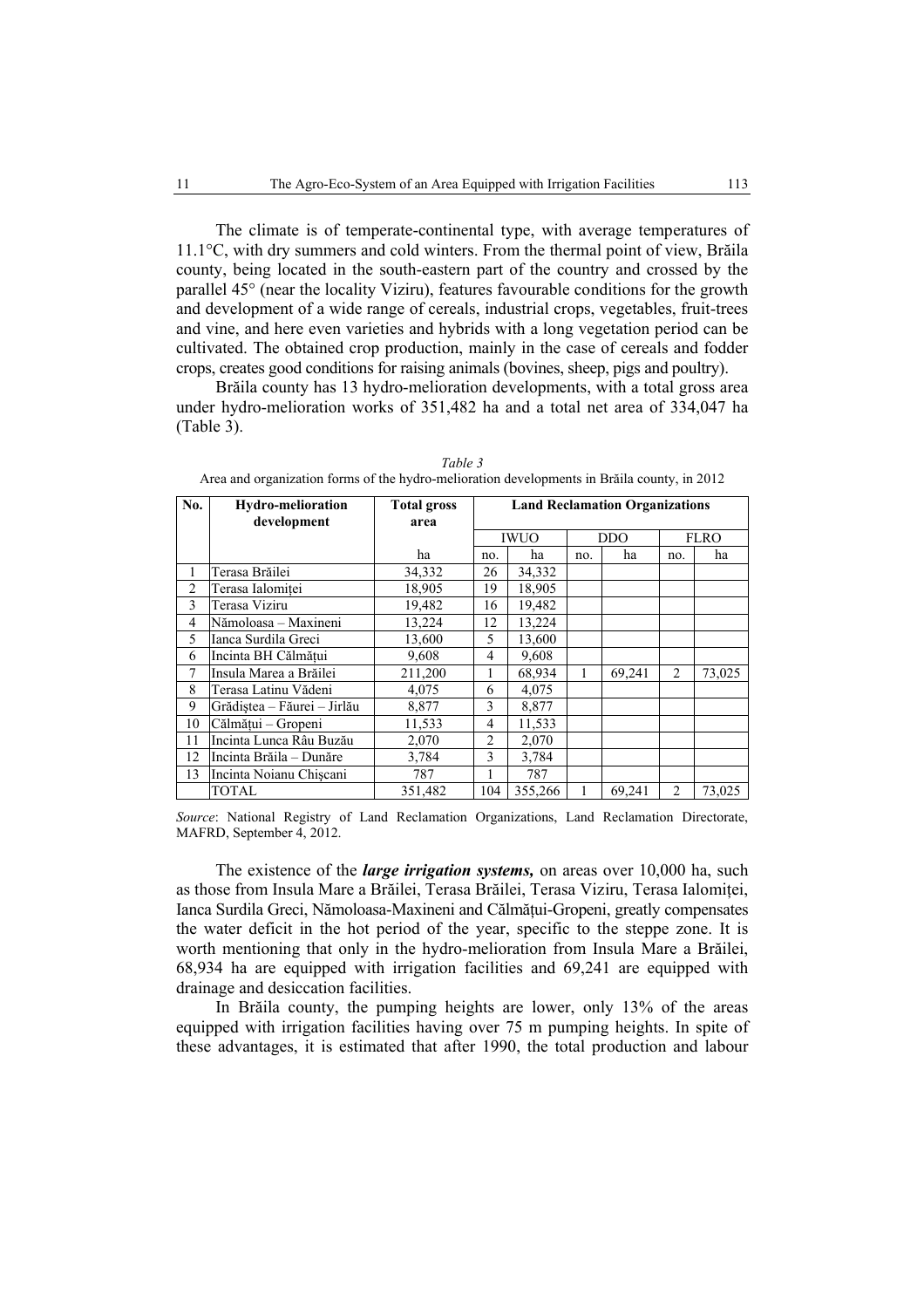The climate is of temperate-continental type, with average temperatures of 11.1°C, with dry summers and cold winters. From the thermal point of view, Brăila county, being located in the south-eastern part of the country and crossed by the parallel 45° (near the locality Viziru), features favourable conditions for the growth and development of a wide range of cereals, industrial crops, vegetables, fruit-trees and vine, and here even varieties and hybrids with a long vegetation period can be cultivated. The obtained crop production, mainly in the case of cereals and fodder crops, creates good conditions for raising animals (bovines, sheep, pigs and poultry).

Brăila county has 13 hydro-melioration developments, with a total gross area under hydro-melioration works of 351,482 ha and a total net area of 334,047 ha (Table 3).

*Table 3*

Area and organization forms of the hydro-melioration developments in Brăila county, in 2012

| No. | Hydro-melioration development | Total gross area | Land Reclamation Organizations | | | | | |
|---|---|---|---|---|---|---|---|---|
| | | | IWUO | | DDO | | FLRO | |
| | | ha | no. | ha | no. | ha | no. | ha |
| 1 | Terasa Brăilei | 34,332 | 26 | 34,332 | | | | |
| 2 | Terasa Ialomiței | 18,905 | 19 | 18,905 | | | | |
| 3 | Terasa Viziru | 19,482 | 16 | 19,482 | | | | |
| 4 | Nămoloasa – Maxineni | 13,224 | 12 | 13,224 | | | | |
| 5 | Ianca Surdila Greci | 13,600 | 5 | 13,600 | | | | |
| 6 | Incinta BH Călmățui | 9,608 | 4 | 9,608 | | | | |
| 7 | Insula Marea a Brăilei | 211,200 | 1 | 68,934 | 1 | 69,241 | 2 | 73,025 |
| 8 | Terasa Latinu Vădeni | 4,075 | 6 | 4,075 | | | | |
| 9 | Grădiștea – Făurei – Jirlău | 8,877 | 3 | 8,877 | | | | |
| 10 | Călmățui – Gropeni | 11,533 | 4 | 11,533 | | | | |
| 11 | Incinta Lunca Râu Buzău | 2,070 | 2 | 2,070 | | | | |
| 12 | Incinta Brăila – Dunăre | 3,784 | 3 | 3,784 | | | | |
| 13 | Incinta Noianu Chișcani | 787 | 1 | 787 | | | | |
| | TOTAL | 351,482 | 104 | 355,266 | 1 | 69,241 | 2 | 73,025 |

*Source*: National Registry of Land Reclamation Organizations, Land Reclamation Directorate, MAFRD, September 4, 2012.

The existence of the ***large irrigation systems,*** on areas over 10,000 ha, such as those from Insula Mare a Brăilei, Terasa Brăilei, Terasa Viziru, Terasa Ialomiței, Ianca Surdila Greci, Nămoloasa-Maxineni and Călmățui-Gropeni, greatly compensates the water deficit in the hot period of the year, specific to the steppe zone. It is worth mentioning that only in the hydro-melioration from Insula Mare a Brăilei, 68,934 ha are equipped with irrigation facilities and 69,241 are equipped with drainage and desiccation facilities.

In Brăila county, the pumping heights are lower, only 13% of the areas equipped with irrigation facilities having over 75 m pumping heights. In spite of these advantages, it is estimated that after 1990, the total production and labour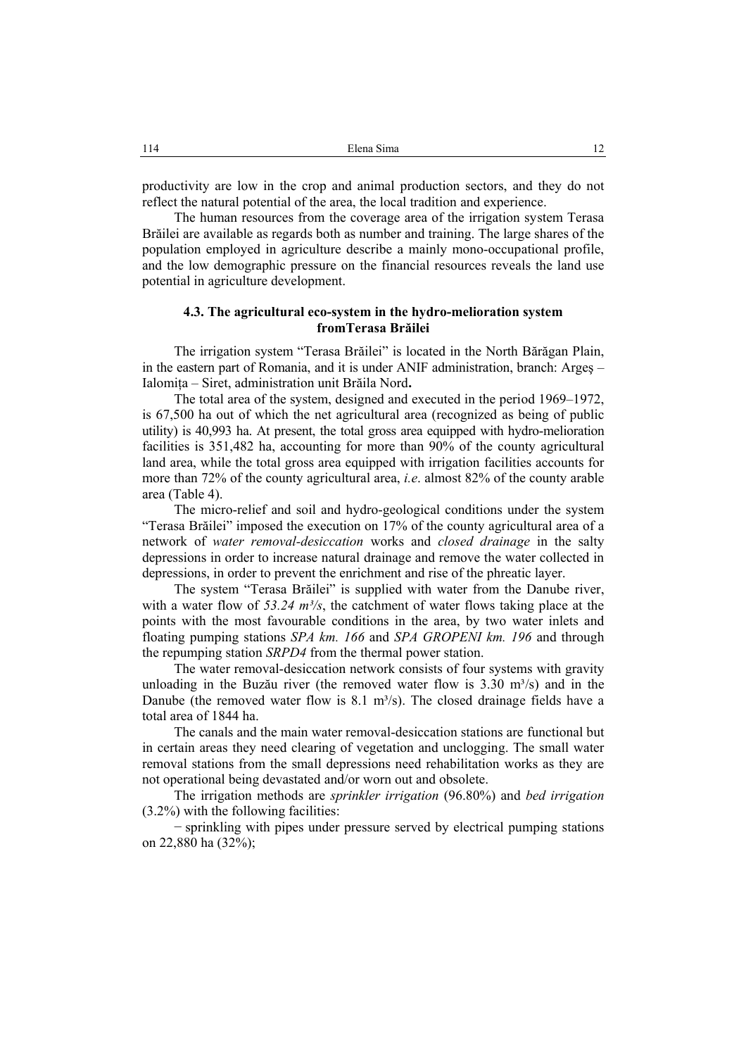productivity are low in the crop and animal production sectors, and they do not reflect the natural potential of the area, the local tradition and experience.

The human resources from the coverage area of the irrigation system Terasa Brăilei are available as regards both as number and training. The large shares of the population employed in agriculture describe a mainly mono-occupational profile, and the low demographic pressure on the financial resources reveals the land use potential in agriculture development.

### 4.3. The agricultural eco-system in the hydro-melioration system fromTerasa Brăilei

The irrigation system "Terasa Brăilei" is located in the North Bărăgan Plain, in the eastern part of Romania, and it is under ANIF administration, branch: Argeş – Ialomiţa – Siret, administration unit Brăila Nord**.**

The total area of the system, designed and executed in the period 1969–1972, is 67,500 ha out of which the net agricultural area (recognized as being of public utility) is 40,993 ha. At present, the total gross area equipped with hydro-melioration facilities is 351,482 ha, accounting for more than 90% of the county agricultural land area, while the total gross area equipped with irrigation facilities accounts for more than 72% of the county agricultural area, *i.e*. almost 82% of the county arable area (Table 4).

The micro-relief and soil and hydro-geological conditions under the system "Terasa Brăilei" imposed the execution on 17% of the county agricultural area of a network of *water removal-desiccation* works and *closed drainage* in the salty depressions in order to increase natural drainage and remove the water collected in depressions, in order to prevent the enrichment and rise of the phreatic layer.

The system "Terasa Brăilei" is supplied with water from the Danube river, with a water flow of *53.24 m³/s*, the catchment of water flows taking place at the points with the most favourable conditions in the area, by two water inlets and floating pumping stations *SPA km. 166* and *SPA GROPENI km. 196* and through the repumping station *SRPD4* from the thermal power station.

The water removal-desiccation network consists of four systems with gravity unloading in the Buzău river (the removed water flow is 3.30 m³/s) and in the Danube (the removed water flow is 8.1 m³/s). The closed drainage fields have a total area of 1844 ha.

The canals and the main water removal-desiccation stations are functional but in certain areas they need clearing of vegetation and unclogging. The small water removal stations from the small depressions need rehabilitation works as they are not operational being devastated and/or worn out and obsolete.

The irrigation methods are *sprinkler irrigation* (96.80%) and *bed irrigation* (3.2%) with the following facilities:

− sprinkling with pipes under pressure served by electrical pumping stations on 22,880 ha (32%);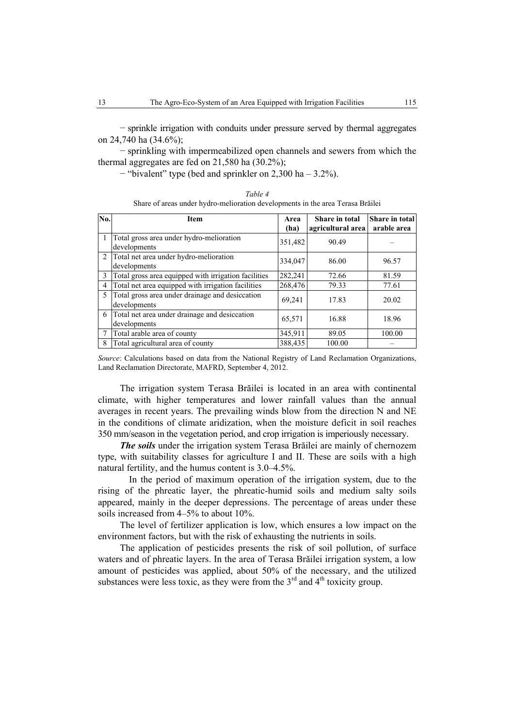− sprinkle irrigation with conduits under pressure served by thermal aggregates on 24,740 ha (34.6%);

− sprinkling with impermeabilized open channels and sewers from which the thermal aggregates are fed on 21,580 ha (30.2%);

− "bivalent" type (bed and sprinkler on 2,300 ha – 3.2%).

*Table 4*

Share of areas under hydro-melioration developments in the area Terasa Brăilei

| No. | Item | Area (ha) | Share in total agricultural area | Share in total arable area |
|---|---|---|---|---|
| 1 | Total gross area under hydro-melioration developments | 351,482 | 90.49 | – |
| 2 | Total net area under hydro-melioration developments | 334,047 | 86.00 | 96.57 |
| 3 | Total gross area equipped with irrigation facilities | 282,241 | 72.66 | 81.59 |
| 4 | Total net area equipped with irrigation facilities | 268,476 | 79.33 | 77.61 |
| 5 | Total gross area under drainage and desiccation developments | 69,241 | 17.83 | 20.02 |
| 6 | Total net area under drainage and desiccation developments | 65,571 | 16.88 | 18.96 |
| 7 | Total arable area of county | 345,911 | 89.05 | 100.00 |
| 8 | Total agricultural area of county | 388,435 | 100.00 | – |

*Source*: Calculations based on data from the National Registry of Land Reclamation Organizations, Land Reclamation Directorate, MAFRD, September 4, 2012.

The irrigation system Terasa Brăilei is located in an area with continental climate, with higher temperatures and lower rainfall values than the annual averages in recent years. The prevailing winds blow from the direction N and NE in the conditions of climate aridization, when the moisture deficit in soil reaches 350 mm/season in the vegetation period, and crop irrigation is imperiously necessary.

***The soils*** under the irrigation system Terasa Brăilei are mainly of chernozem type, with suitability classes for agriculture I and II. These are soils with a high natural fertility, and the humus content is 3.0–4.5%.

In the period of maximum operation of the irrigation system, due to the rising of the phreatic layer, the phreatic-humid soils and medium salty soils appeared, mainly in the deeper depressions. The percentage of areas under these soils increased from 4–5% to about 10%.

The level of fertilizer application is low, which ensures a low impact on the environment factors, but with the risk of exhausting the nutrients in soils.

The application of pesticides presents the risk of soil pollution, of surface waters and of phreatic layers. In the area of Terasa Brăilei irrigation system, a low amount of pesticides was applied, about 50% of the necessary, and the utilized substances were less toxic, as they were from the 3rd and 4th toxicity group.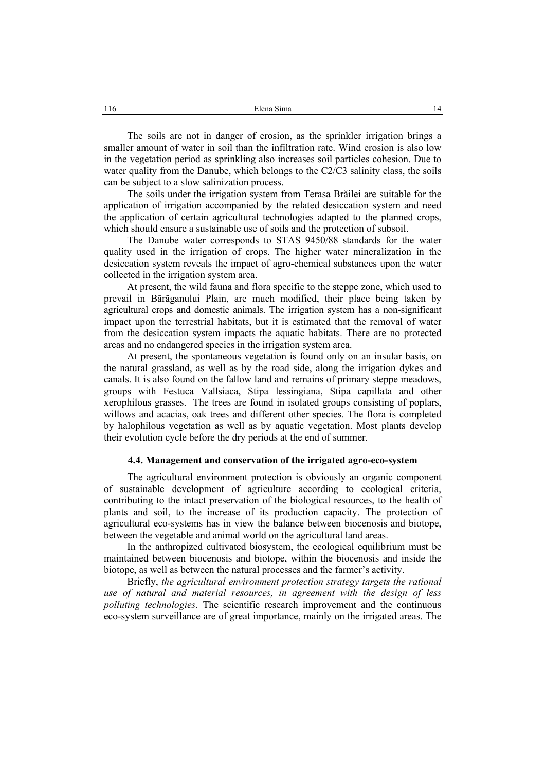The soils are not in danger of erosion, as the sprinkler irrigation brings a smaller amount of water in soil than the infiltration rate. Wind erosion is also low in the vegetation period as sprinkling also increases soil particles cohesion. Due to water quality from the Danube, which belongs to the C2/C3 salinity class, the soils can be subject to a slow salinization process.

The soils under the irrigation system from Terasa Brăilei are suitable for the application of irrigation accompanied by the related desiccation system and need the application of certain agricultural technologies adapted to the planned crops, which should ensure a sustainable use of soils and the protection of subsoil.

The Danube water corresponds to STAS 9450/88 standards for the water quality used in the irrigation of crops. The higher water mineralization in the desiccation system reveals the impact of agro-chemical substances upon the water collected in the irrigation system area.

At present, the wild fauna and flora specific to the steppe zone, which used to prevail in Bărăganului Plain, are much modified, their place being taken by agricultural crops and domestic animals. The irrigation system has a non-significant impact upon the terrestrial habitats, but it is estimated that the removal of water from the desiccation system impacts the aquatic habitats. There are no protected areas and no endangered species in the irrigation system area.

At present, the spontaneous vegetation is found only on an insular basis, on the natural grassland, as well as by the road side, along the irrigation dykes and canals. It is also found on the fallow land and remains of primary steppe meadows, groups with Festuca Vallsiaca, Stipa lessingiana, Stipa capillata and other xerophilous grasses. The trees are found in isolated groups consisting of poplars, willows and acacias, oak trees and different other species. The flora is completed by halophilous vegetation as well as by aquatic vegetation. Most plants develop their evolution cycle before the dry periods at the end of summer.

### 4.4. Management and conservation of the irrigated agro-eco-system

The agricultural environment protection is obviously an organic component of sustainable development of agriculture according to ecological criteria, contributing to the intact preservation of the biological resources, to the health of plants and soil, to the increase of its production capacity. The protection of agricultural eco-systems has in view the balance between biocenosis and biotope, between the vegetable and animal world on the agricultural land areas.

In the anthropized cultivated biosystem, the ecological equilibrium must be maintained between biocenosis and biotope, within the biocenosis and inside the biotope, as well as between the natural processes and the farmer's activity.

Briefly, *the agricultural environment protection strategy targets the rational use of natural and material resources, in agreement with the design of less polluting technologies.* The scientific research improvement and the continuous eco-system surveillance are of great importance, mainly on the irrigated areas. The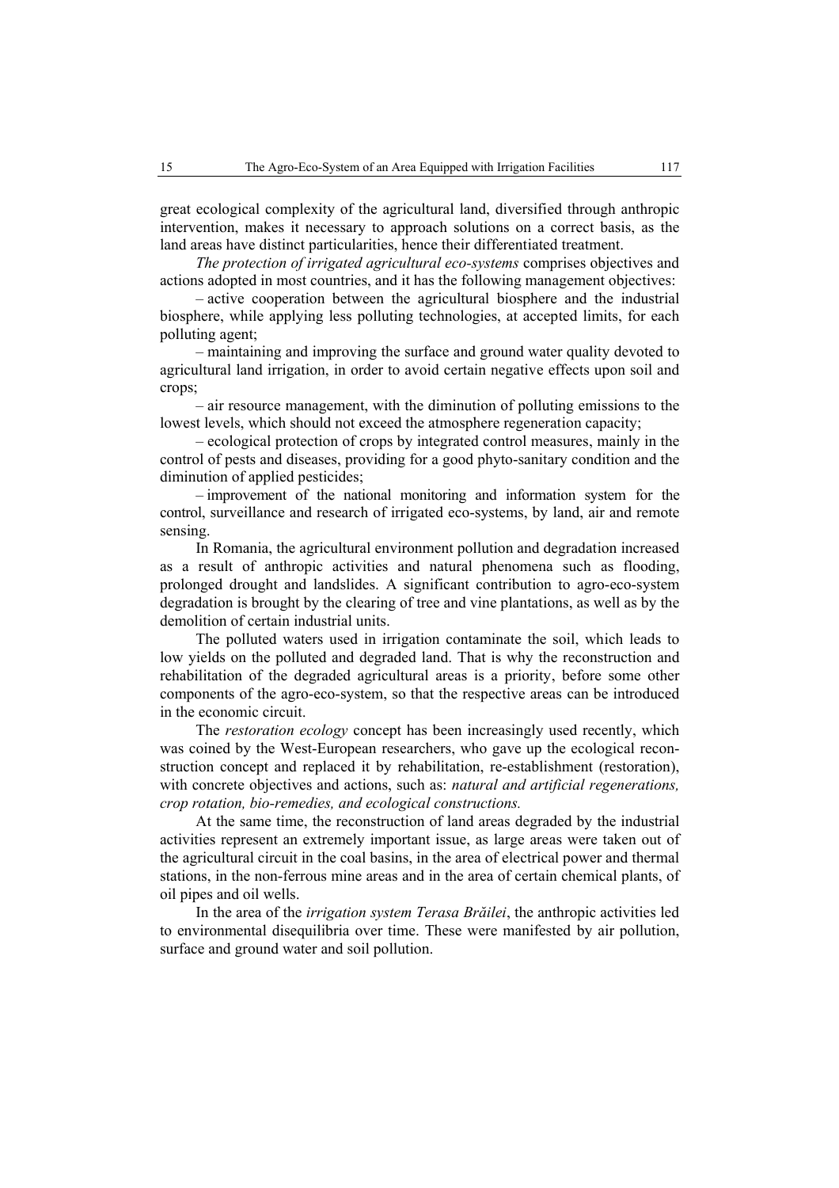great ecological complexity of the agricultural land, diversified through anthropic intervention, makes it necessary to approach solutions on a correct basis, as the land areas have distinct particularities, hence their differentiated treatment.

*The protection of irrigated agricultural eco-systems* comprises objectives and actions adopted in most countries, and it has the following management objectives:

– active cooperation between the agricultural biosphere and the industrial biosphere, while applying less polluting technologies, at accepted limits, for each polluting agent;

– maintaining and improving the surface and ground water quality devoted to agricultural land irrigation, in order to avoid certain negative effects upon soil and crops;

– air resource management, with the diminution of polluting emissions to the lowest levels, which should not exceed the atmosphere regeneration capacity;

– ecological protection of crops by integrated control measures, mainly in the control of pests and diseases, providing for a good phyto-sanitary condition and the diminution of applied pesticides;

– improvement of the national monitoring and information system for the control, surveillance and research of irrigated eco-systems, by land, air and remote sensing.

In Romania, the agricultural environment pollution and degradation increased as a result of anthropic activities and natural phenomena such as flooding, prolonged drought and landslides. A significant contribution to agro-eco-system degradation is brought by the clearing of tree and vine plantations, as well as by the demolition of certain industrial units.

The polluted waters used in irrigation contaminate the soil, which leads to low yields on the polluted and degraded land. That is why the reconstruction and rehabilitation of the degraded agricultural areas is a priority, before some other components of the agro-eco-system, so that the respective areas can be introduced in the economic circuit.

The *restoration ecology* concept has been increasingly used recently, which was coined by the West-European researchers, who gave up the ecological reconstruction concept and replaced it by rehabilitation, re-establishment (restoration), with concrete objectives and actions, such as: *natural and artificial regenerations, crop rotation, bio-remedies, and ecological constructions.*

At the same time, the reconstruction of land areas degraded by the industrial activities represent an extremely important issue, as large areas were taken out of the agricultural circuit in the coal basins, in the area of electrical power and thermal stations, in the non-ferrous mine areas and in the area of certain chemical plants, of oil pipes and oil wells.

In the area of the *irrigation system Terasa Brăilei*, the anthropic activities led to environmental disequilibria over time. These were manifested by air pollution, surface and ground water and soil pollution.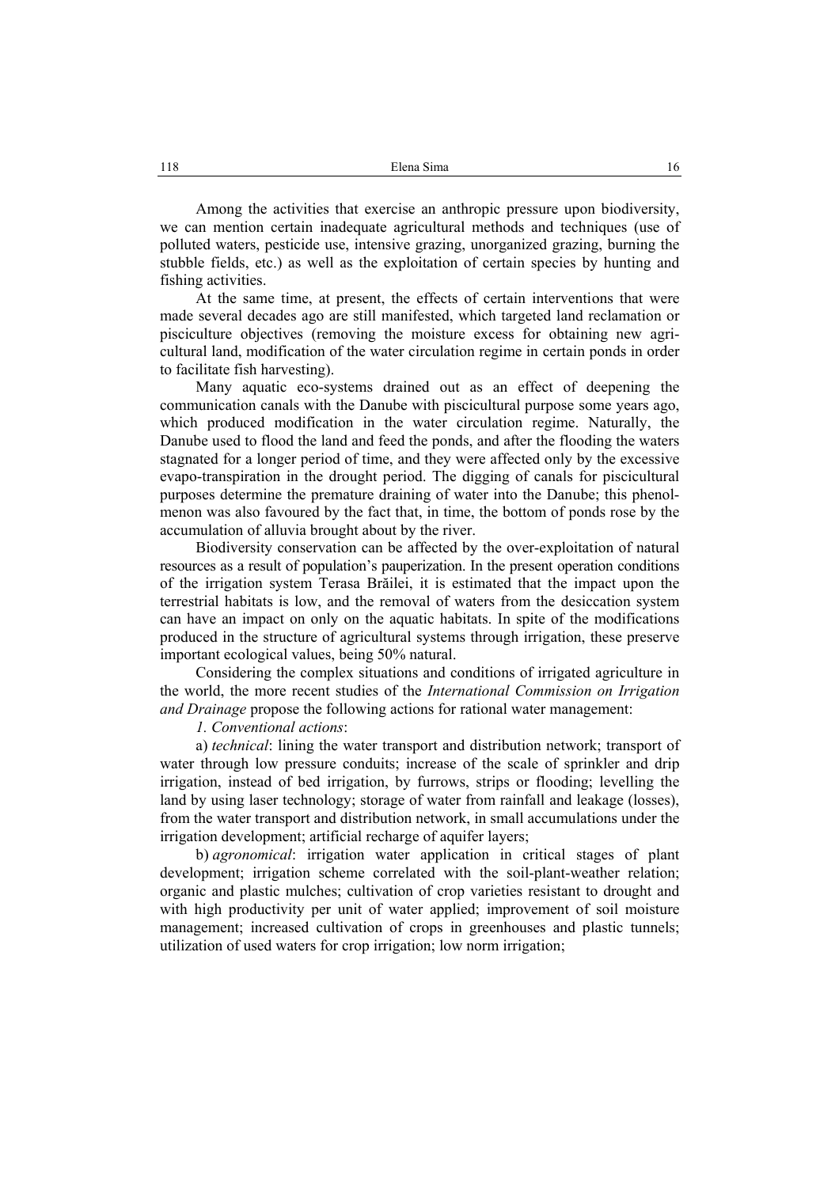Among the activities that exercise an anthropic pressure upon biodiversity, we can mention certain inadequate agricultural methods and techniques (use of polluted waters, pesticide use, intensive grazing, unorganized grazing, burning the stubble fields, etc.) as well as the exploitation of certain species by hunting and fishing activities.

At the same time, at present, the effects of certain interventions that were made several decades ago are still manifested, which targeted land reclamation or pisciculture objectives (removing the moisture excess for obtaining new agricultural land, modification of the water circulation regime in certain ponds in order to facilitate fish harvesting).

Many aquatic eco-systems drained out as an effect of deepening the communication canals with the Danube with piscicultural purpose some years ago, which produced modification in the water circulation regime. Naturally, the Danube used to flood the land and feed the ponds, and after the flooding the waters stagnated for a longer period of time, and they were affected only by the excessive evapo-transpiration in the drought period. The digging of canals for piscicultural purposes determine the premature draining of water into the Danube; this phenolmenon was also favoured by the fact that, in time, the bottom of ponds rose by the accumulation of alluvia brought about by the river.

Biodiversity conservation can be affected by the over-exploitation of natural resources as a result of population's pauperization. In the present operation conditions of the irrigation system Terasa Brăilei, it is estimated that the impact upon the terrestrial habitats is low, and the removal of waters from the desiccation system can have an impact on only on the aquatic habitats. In spite of the modifications produced in the structure of agricultural systems through irrigation, these preserve important ecological values, being 50% natural.

Considering the complex situations and conditions of irrigated agriculture in the world, the more recent studies of the *International Commission on Irrigation and Drainage* propose the following actions for rational water management:

*1. Conventional actions*:

a) *technical*: lining the water transport and distribution network; transport of water through low pressure conduits; increase of the scale of sprinkler and drip irrigation, instead of bed irrigation, by furrows, strips or flooding; levelling the land by using laser technology; storage of water from rainfall and leakage (losses), from the water transport and distribution network, in small accumulations under the irrigation development; artificial recharge of aquifer layers;

b) *agronomical*: irrigation water application in critical stages of plant development; irrigation scheme correlated with the soil-plant-weather relation; organic and plastic mulches; cultivation of crop varieties resistant to drought and with high productivity per unit of water applied; improvement of soil moisture management; increased cultivation of crops in greenhouses and plastic tunnels; utilization of used waters for crop irrigation; low norm irrigation;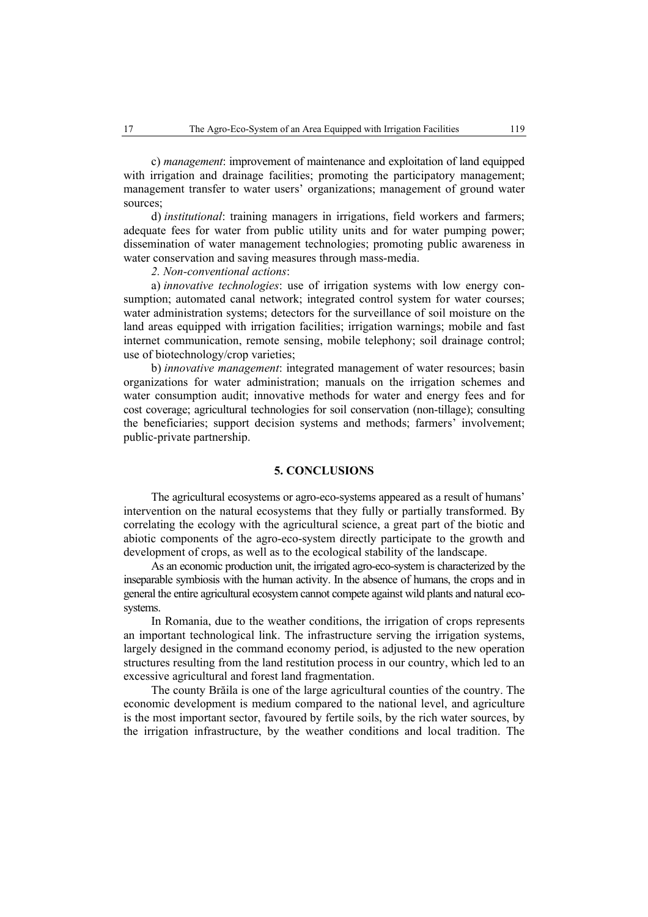c) *management*: improvement of maintenance and exploitation of land equipped with irrigation and drainage facilities; promoting the participatory management; management transfer to water users' organizations; management of ground water sources;

d) *institutional*: training managers in irrigations, field workers and farmers; adequate fees for water from public utility units and for water pumping power; dissemination of water management technologies; promoting public awareness in water conservation and saving measures through mass-media.

*2. Non-conventional actions*:

a) *innovative technologies*: use of irrigation systems with low energy consumption; automated canal network; integrated control system for water courses; water administration systems; detectors for the surveillance of soil moisture on the land areas equipped with irrigation facilities; irrigation warnings; mobile and fast internet communication, remote sensing, mobile telephony; soil drainage control; use of biotechnology/crop varieties;

b) *innovative management*: integrated management of water resources; basin organizations for water administration; manuals on the irrigation schemes and water consumption audit; innovative methods for water and energy fees and for cost coverage; agricultural technologies for soil conservation (non-tillage); consulting the beneficiaries; support decision systems and methods; farmers' involvement; public-private partnership.

## 5. CONCLUSIONS

The agricultural ecosystems or agro-eco-systems appeared as a result of humans' intervention on the natural ecosystems that they fully or partially transformed. By correlating the ecology with the agricultural science, a great part of the biotic and abiotic components of the agro-eco-system directly participate to the growth and development of crops, as well as to the ecological stability of the landscape.

As an economic production unit, the irrigated agro-eco-system is characterized by the inseparable symbiosis with the human activity. In the absence of humans, the crops and in general the entire agricultural ecosystem cannot compete against wild plants and natural ecosystems.

In Romania, due to the weather conditions, the irrigation of crops represents an important technological link. The infrastructure serving the irrigation systems, largely designed in the command economy period, is adjusted to the new operation structures resulting from the land restitution process in our country, which led to an excessive agricultural and forest land fragmentation.

The county Brăila is one of the large agricultural counties of the country. The economic development is medium compared to the national level, and agriculture is the most important sector, favoured by fertile soils, by the rich water sources, by the irrigation infrastructure, by the weather conditions and local tradition. The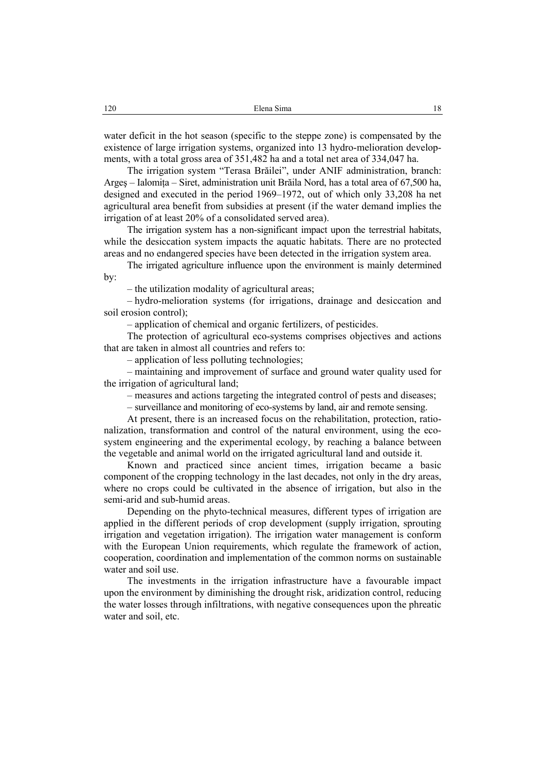water deficit in the hot season (specific to the steppe zone) is compensated by the existence of large irrigation systems, organized into 13 hydro-melioration developments, with a total gross area of 351,482 ha and a total net area of 334,047 ha.

The irrigation system "Terasa Brăilei", under ANIF administration, branch: Argeş – Ialomiţa – Siret, administration unit Brăila Nord, has a total area of 67,500 ha, designed and executed in the period 1969–1972, out of which only 33,208 ha net agricultural area benefit from subsidies at present (if the water demand implies the irrigation of at least 20% of a consolidated served area).

The irrigation system has a non-significant impact upon the terrestrial habitats, while the desiccation system impacts the aquatic habitats. There are no protected areas and no endangered species have been detected in the irrigation system area.

The irrigated agriculture influence upon the environment is mainly determined by:

– the utilization modality of agricultural areas;

– hydro-melioration systems (for irrigations, drainage and desiccation and soil erosion control);

– application of chemical and organic fertilizers, of pesticides.

The protection of agricultural eco-systems comprises objectives and actions that are taken in almost all countries and refers to:

– application of less polluting technologies;

– maintaining and improvement of surface and ground water quality used for the irrigation of agricultural land;

– measures and actions targeting the integrated control of pests and diseases;

– surveillance and monitoring of eco-systems by land, air and remote sensing.

At present, there is an increased focus on the rehabilitation, protection, rationalization, transformation and control of the natural environment, using the eco-system engineering and the experimental ecology, by reaching a balance between the vegetable and animal world on the irrigated agricultural land and outside it.

Known and practiced since ancient times, irrigation became a basic component of the cropping technology in the last decades, not only in the dry areas, where no crops could be cultivated in the absence of irrigation, but also in the semi-arid and sub-humid areas.

Depending on the phyto-technical measures, different types of irrigation are applied in the different periods of crop development (supply irrigation, sprouting irrigation and vegetation irrigation). The irrigation water management is conform with the European Union requirements, which regulate the framework of action, cooperation, coordination and implementation of the common norms on sustainable water and soil use.

The investments in the irrigation infrastructure have a favourable impact upon the environment by diminishing the drought risk, aridization control, reducing the water losses through infiltrations, with negative consequences upon the phreatic water and soil, etc.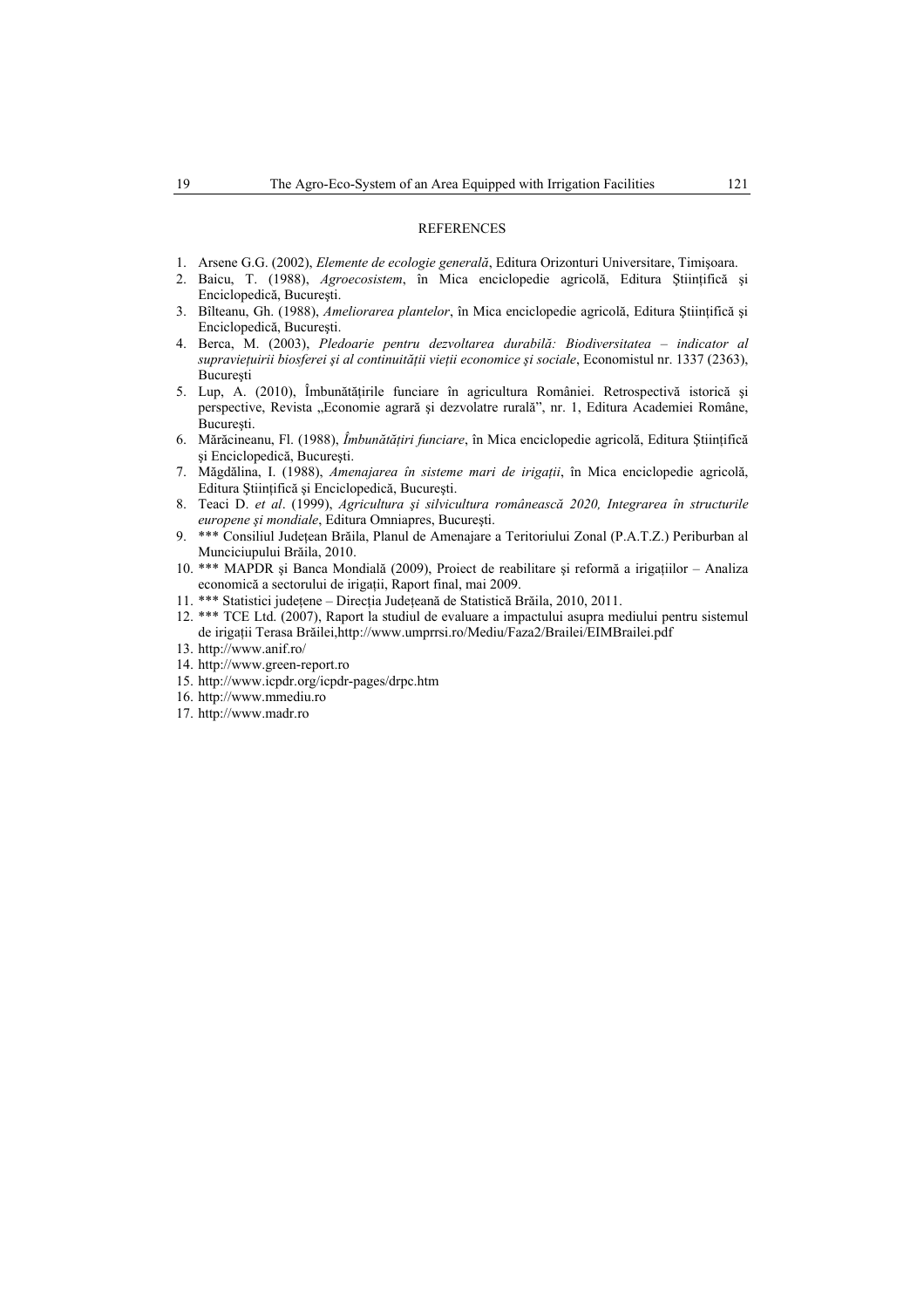## REFERENCES

1. Arsene G.G. (2002), *Elemente de ecologie generală*, Editura Orizonturi Universitare, Timişoara.
2. Baicu, T. (1988), *Agroecosistem*, în Mica enciclopedie agricolă, Editura Ştiinţifică şi Enciclopedică, Bucureşti.
3. Bîlteanu, Gh. (1988), *Ameliorarea plantelor*, în Mica enciclopedie agricolă, Editura Ştiinţifică şi Enciclopedică, Bucureşti.
4. Berca, M. (2003), *Pledoarie pentru dezvoltarea durabilă: Biodiversitatea – indicator al supravieţuirii biosferei şi al continuităţii vieţii economice şi sociale*, Economistul nr. 1337 (2363), Bucureşti
5. Lup, A. (2010), Îmbunătăţirile funciare în agricultura României. Retrospectivă istorică şi perspective, Revista „Economie agrară şi dezvolatre rurală", nr. 1, Editura Academiei Române, Bucureşti.
6. Mărăcineanu, Fl. (1988), *Îmbunătăţiri funciare*, în Mica enciclopedie agricolă, Editura Ştiinţifică şi Enciclopedică, Bucureşti.
7. Măgdălina, I. (1988), *Amenajarea în sisteme mari de irigaţii*, în Mica enciclopedie agricolă, Editura Ştiinţifică şi Enciclopedică, Bucureşti.
8. Teaci D. *et al*. (1999), *Agricultura şi silvicultura românească 2020, Integrarea în structurile europene şi mondiale*, Editura Omniapres, Bucureşti.
9. *** Consiliul Judeţean Brăila, Planul de Amenajare a Teritoriului Zonal (P.A.T.Z.) Periburban al Munciciupului Brăila, 2010.
10. *** MAPDR şi Banca Mondială (2009), Proiect de reabilitare şi reformă a irigaţiilor – Analiza economică a sectorului de irigaţii, Raport final, mai 2009.
11. *** Statistici judeţene – Direcţia Judeţeană de Statistică Brăila, 2010, 2011.
12. *** TCE Ltd. (2007), Raport la studiul de evaluare a impactului asupra mediului pentru sistemul de irigaţii Terasa Brăilei,http://www.umprrsi.ro/Mediu/Faza2/Brailei/EIMBrailei.pdf
13. http://www.anif.ro/
14. http://www.green-report.ro
15. http://www.icpdr.org/icpdr-pages/drpc.htm
16. http://www.mmediu.ro
17. http://www.madr.ro